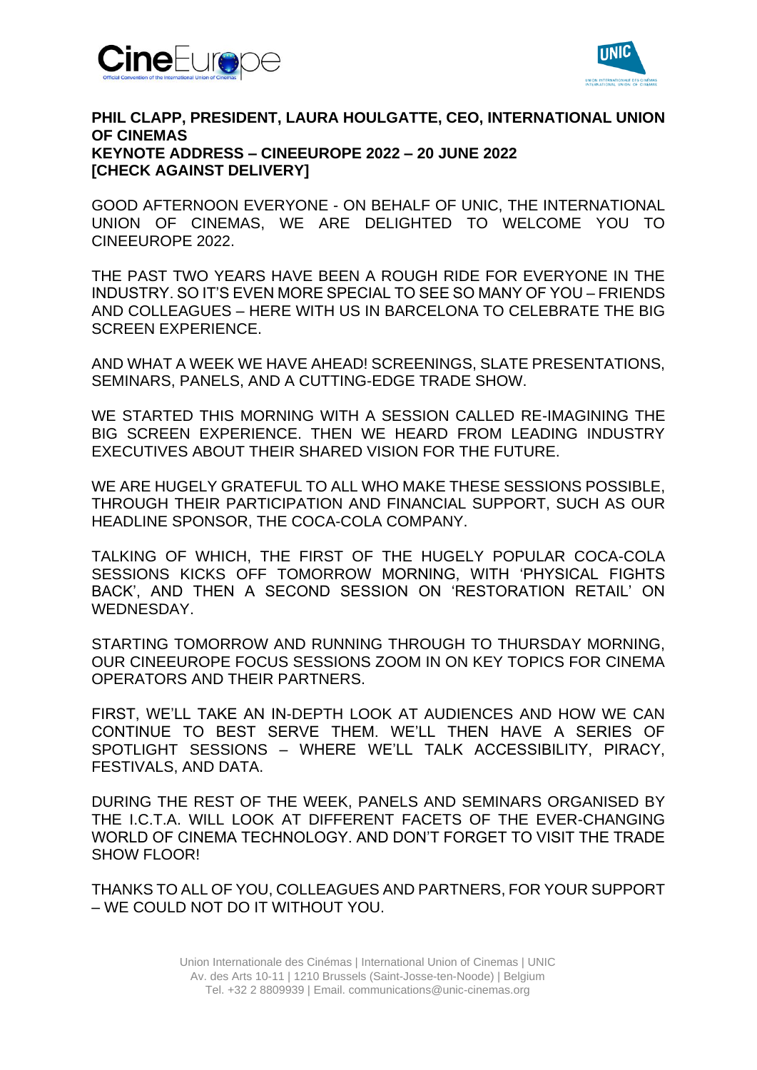**PHIL CLAPP, PRESIDENT, LAURA HOULGATTE, CEO, INTERNATIONAL UNION OF CINEMAS**
**KEYNOTE ADDRESS – CINEEUROPE 2022 – 20 JUNE 2022**
**[CHECK AGAINST DELIVERY]**

GOOD AFTERNOON EVERYONE - ON BEHALF OF UNIC, THE INTERNATIONAL UNION OF CINEMAS, WE ARE DELIGHTED TO WELCOME YOU TO CINEEUROPE 2022.

THE PAST TWO YEARS HAVE BEEN A ROUGH RIDE FOR EVERYONE IN THE INDUSTRY. SO IT'S EVEN MORE SPECIAL TO SEE SO MANY OF YOU – FRIENDS AND COLLEAGUES – HERE WITH US IN BARCELONA TO CELEBRATE THE BIG SCREEN EXPERIENCE.

AND WHAT A WEEK WE HAVE AHEAD! SCREENINGS, SLATE PRESENTATIONS, SEMINARS, PANELS, AND A CUTTING-EDGE TRADE SHOW.

WE STARTED THIS MORNING WITH A SESSION CALLED RE-IMAGINING THE BIG SCREEN EXPERIENCE. THEN WE HEARD FROM LEADING INDUSTRY EXECUTIVES ABOUT THEIR SHARED VISION FOR THE FUTURE.

WE ARE HUGELY GRATEFUL TO ALL WHO MAKE THESE SESSIONS POSSIBLE, THROUGH THEIR PARTICIPATION AND FINANCIAL SUPPORT, SUCH AS OUR HEADLINE SPONSOR, THE COCA-COLA COMPANY.

TALKING OF WHICH, THE FIRST OF THE HUGELY POPULAR COCA-COLA SESSIONS KICKS OFF TOMORROW MORNING, WITH 'PHYSICAL FIGHTS BACK', AND THEN A SECOND SESSION ON 'RESTORATION RETAIL' ON WEDNESDAY.

STARTING TOMORROW AND RUNNING THROUGH TO THURSDAY MORNING, OUR CINEEUROPE FOCUS SESSIONS ZOOM IN ON KEY TOPICS FOR CINEMA OPERATORS AND THEIR PARTNERS.

FIRST, WE'LL TAKE AN IN-DEPTH LOOK AT AUDIENCES AND HOW WE CAN CONTINUE TO BEST SERVE THEM. WE'LL THEN HAVE A SERIES OF SPOTLIGHT SESSIONS – WHERE WE'LL TALK ACCESSIBILITY, PIRACY, FESTIVALS, AND DATA.

DURING THE REST OF THE WEEK, PANELS AND SEMINARS ORGANISED BY THE I.C.T.A. WILL LOOK AT DIFFERENT FACETS OF THE EVER-CHANGING WORLD OF CINEMA TECHNOLOGY. AND DON'T FORGET TO VISIT THE TRADE SHOW FLOOR!

THANKS TO ALL OF YOU, COLLEAGUES AND PARTNERS, FOR YOUR SUPPORT – WE COULD NOT DO IT WITHOUT YOU.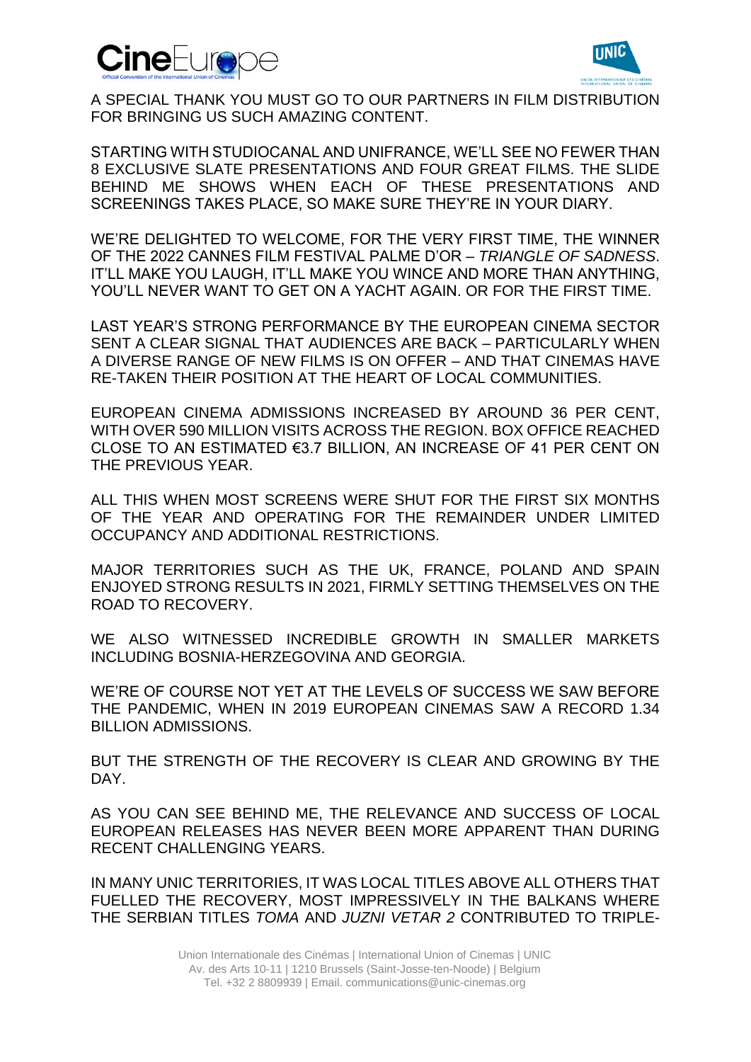A SPECIAL THANK YOU MUST GO TO OUR PARTNERS IN FILM DISTRIBUTION FOR BRINGING US SUCH AMAZING CONTENT.

STARTING WITH STUDIOCANAL AND UNIFRANCE, WE'LL SEE NO FEWER THAN 8 EXCLUSIVE SLATE PRESENTATIONS AND FOUR GREAT FILMS. THE SLIDE BEHIND ME SHOWS WHEN EACH OF THESE PRESENTATIONS AND SCREENINGS TAKES PLACE, SO MAKE SURE THEY'RE IN YOUR DIARY.

WE'RE DELIGHTED TO WELCOME, FOR THE VERY FIRST TIME, THE WINNER OF THE 2022 CANNES FILM FESTIVAL PALME D'OR – *TRIANGLE OF SADNESS*. IT'LL MAKE YOU LAUGH, IT'LL MAKE YOU WINCE AND MORE THAN ANYTHING, YOU'LL NEVER WANT TO GET ON A YACHT AGAIN. OR FOR THE FIRST TIME.

LAST YEAR'S STRONG PERFORMANCE BY THE EUROPEAN CINEMA SECTOR SENT A CLEAR SIGNAL THAT AUDIENCES ARE BACK – PARTICULARLY WHEN A DIVERSE RANGE OF NEW FILMS IS ON OFFER – AND THAT CINEMAS HAVE RE-TAKEN THEIR POSITION AT THE HEART OF LOCAL COMMUNITIES.

EUROPEAN CINEMA ADMISSIONS INCREASED BY AROUND 36 PER CENT, WITH OVER 590 MILLION VISITS ACROSS THE REGION. BOX OFFICE REACHED CLOSE TO AN ESTIMATED €3.7 BILLION, AN INCREASE OF 41 PER CENT ON THE PREVIOUS YEAR.

ALL THIS WHEN MOST SCREENS WERE SHUT FOR THE FIRST SIX MONTHS OF THE YEAR AND OPERATING FOR THE REMAINDER UNDER LIMITED OCCUPANCY AND ADDITIONAL RESTRICTIONS.

MAJOR TERRITORIES SUCH AS THE UK, FRANCE, POLAND AND SPAIN ENJOYED STRONG RESULTS IN 2021, FIRMLY SETTING THEMSELVES ON THE ROAD TO RECOVERY.

WE ALSO WITNESSED INCREDIBLE GROWTH IN SMALLER MARKETS INCLUDING BOSNIA-HERZEGOVINA AND GEORGIA.

WE'RE OF COURSE NOT YET AT THE LEVELS OF SUCCESS WE SAW BEFORE THE PANDEMIC, WHEN IN 2019 EUROPEAN CINEMAS SAW A RECORD 1.34 BILLION ADMISSIONS.

BUT THE STRENGTH OF THE RECOVERY IS CLEAR AND GROWING BY THE DAY.

AS YOU CAN SEE BEHIND ME, THE RELEVANCE AND SUCCESS OF LOCAL EUROPEAN RELEASES HAS NEVER BEEN MORE APPARENT THAN DURING RECENT CHALLENGING YEARS.

IN MANY UNIC TERRITORIES, IT WAS LOCAL TITLES ABOVE ALL OTHERS THAT FUELLED THE RECOVERY, MOST IMPRESSIVELY IN THE BALKANS WHERE THE SERBIAN TITLES *TOMA* AND *JUZNI VETAR 2* CONTRIBUTED TO TRIPLE-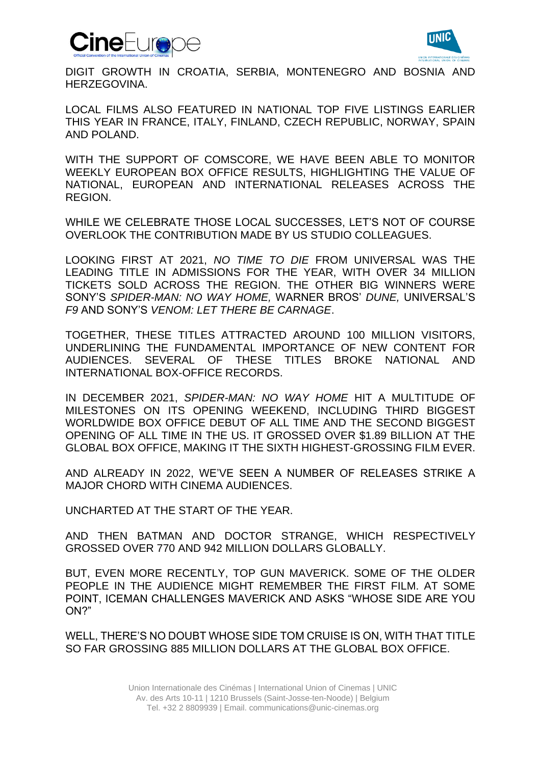DIGIT GROWTH IN CROATIA, SERBIA, MONTENEGRO AND BOSNIA AND HERZEGOVINA.

LOCAL FILMS ALSO FEATURED IN NATIONAL TOP FIVE LISTINGS EARLIER THIS YEAR IN FRANCE, ITALY, FINLAND, CZECH REPUBLIC, NORWAY, SPAIN AND POLAND.

WITH THE SUPPORT OF COMSCORE, WE HAVE BEEN ABLE TO MONITOR WEEKLY EUROPEAN BOX OFFICE RESULTS, HIGHLIGHTING THE VALUE OF NATIONAL, EUROPEAN AND INTERNATIONAL RELEASES ACROSS THE REGION.

WHILE WE CELEBRATE THOSE LOCAL SUCCESSES, LET'S NOT OF COURSE OVERLOOK THE CONTRIBUTION MADE BY US STUDIO COLLEAGUES.

LOOKING FIRST AT 2021, *NO TIME TO DIE* FROM UNIVERSAL WAS THE LEADING TITLE IN ADMISSIONS FOR THE YEAR, WITH OVER 34 MILLION TICKETS SOLD ACROSS THE REGION. THE OTHER BIG WINNERS WERE SONY'S *SPIDER-MAN: NO WAY HOME,* WARNER BROS' *DUNE,* UNIVERSAL'S *F9* AND SONY'S *VENOM: LET THERE BE CARNAGE*.

TOGETHER, THESE TITLES ATTRACTED AROUND 100 MILLION VISITORS, UNDERLINING THE FUNDAMENTAL IMPORTANCE OF NEW CONTENT FOR AUDIENCES. SEVERAL OF THESE TITLES BROKE NATIONAL AND INTERNATIONAL BOX-OFFICE RECORDS.

IN DECEMBER 2021, *SPIDER-MAN: NO WAY HOME* HIT A MULTITUDE OF MILESTONES ON ITS OPENING WEEKEND, INCLUDING THIRD BIGGEST WORLDWIDE BOX OFFICE DEBUT OF ALL TIME AND THE SECOND BIGGEST OPENING OF ALL TIME IN THE US. IT GROSSED OVER $1.89 BILLION AT THE GLOBAL BOX OFFICE, MAKING IT THE SIXTH HIGHEST-GROSSING FILM EVER.

AND ALREADY IN 2022, WE'VE SEEN A NUMBER OF RELEASES STRIKE A MAJOR CHORD WITH CINEMA AUDIENCES.

UNCHARTED AT THE START OF THE YEAR.

AND THEN BATMAN AND DOCTOR STRANGE, WHICH RESPECTIVELY GROSSED OVER 770 AND 942 MILLION DOLLARS GLOBALLY.

BUT, EVEN MORE RECENTLY, TOP GUN MAVERICK. SOME OF THE OLDER PEOPLE IN THE AUDIENCE MIGHT REMEMBER THE FIRST FILM. AT SOME POINT, ICEMAN CHALLENGES MAVERICK AND ASKS "WHOSE SIDE ARE YOU ON?"

WELL, THERE'S NO DOUBT WHOSE SIDE TOM CRUISE IS ON, WITH THAT TITLE SO FAR GROSSING 885 MILLION DOLLARS AT THE GLOBAL BOX OFFICE.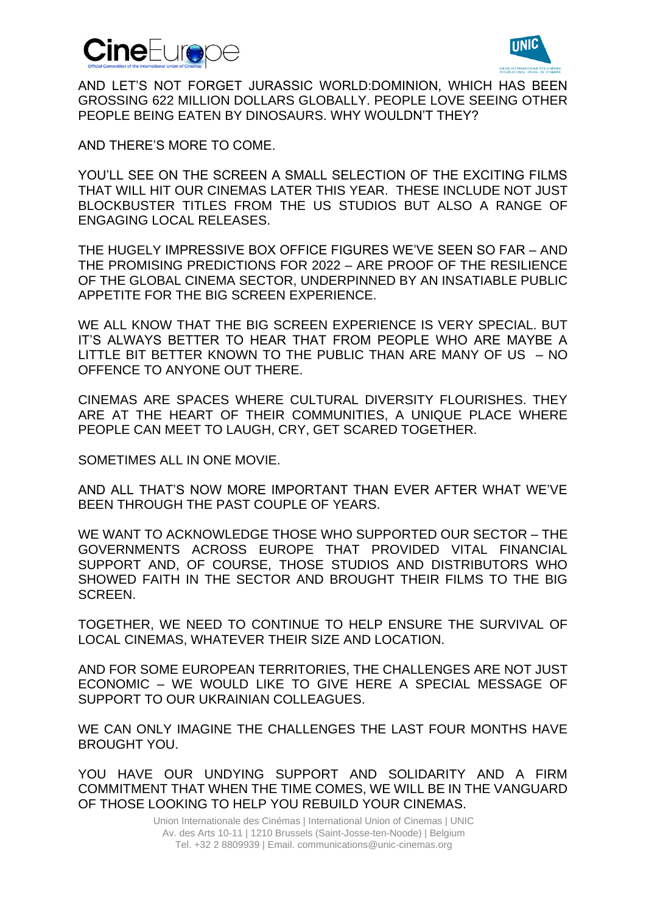AND LET'S NOT FORGET JURASSIC WORLD:DOMINION, WHICH HAS BEEN GROSSING 622 MILLION DOLLARS GLOBALLY. PEOPLE LOVE SEEING OTHER PEOPLE BEING EATEN BY DINOSAURS. WHY WOULDN'T THEY?

AND THERE'S MORE TO COME.

YOU'LL SEE ON THE SCREEN A SMALL SELECTION OF THE EXCITING FILMS THAT WILL HIT OUR CINEMAS LATER THIS YEAR. THESE INCLUDE NOT JUST BLOCKBUSTER TITLES FROM THE US STUDIOS BUT ALSO A RANGE OF ENGAGING LOCAL RELEASES.

THE HUGELY IMPRESSIVE BOX OFFICE FIGURES WE'VE SEEN SO FAR – AND THE PROMISING PREDICTIONS FOR 2022 – ARE PROOF OF THE RESILIENCE OF THE GLOBAL CINEMA SECTOR, UNDERPINNED BY AN INSATIABLE PUBLIC APPETITE FOR THE BIG SCREEN EXPERIENCE.

WE ALL KNOW THAT THE BIG SCREEN EXPERIENCE IS VERY SPECIAL. BUT IT'S ALWAYS BETTER TO HEAR THAT FROM PEOPLE WHO ARE MAYBE A LITTLE BIT BETTER KNOWN TO THE PUBLIC THAN ARE MANY OF US – NO OFFENCE TO ANYONE OUT THERE.

CINEMAS ARE SPACES WHERE CULTURAL DIVERSITY FLOURISHES. THEY ARE AT THE HEART OF THEIR COMMUNITIES, A UNIQUE PLACE WHERE PEOPLE CAN MEET TO LAUGH, CRY, GET SCARED TOGETHER.

SOMETIMES ALL IN ONE MOVIE.

AND ALL THAT'S NOW MORE IMPORTANT THAN EVER AFTER WHAT WE'VE BEEN THROUGH THE PAST COUPLE OF YEARS.

WE WANT TO ACKNOWLEDGE THOSE WHO SUPPORTED OUR SECTOR – THE GOVERNMENTS ACROSS EUROPE THAT PROVIDED VITAL FINANCIAL SUPPORT AND, OF COURSE, THOSE STUDIOS AND DISTRIBUTORS WHO SHOWED FAITH IN THE SECTOR AND BROUGHT THEIR FILMS TO THE BIG SCREEN.

TOGETHER, WE NEED TO CONTINUE TO HELP ENSURE THE SURVIVAL OF LOCAL CINEMAS, WHATEVER THEIR SIZE AND LOCATION.

AND FOR SOME EUROPEAN TERRITORIES, THE CHALLENGES ARE NOT JUST ECONOMIC – WE WOULD LIKE TO GIVE HERE A SPECIAL MESSAGE OF SUPPORT TO OUR UKRAINIAN COLLEAGUES.

WE CAN ONLY IMAGINE THE CHALLENGES THE LAST FOUR MONTHS HAVE BROUGHT YOU.

YOU HAVE OUR UNDYING SUPPORT AND SOLIDARITY AND A FIRM COMMITMENT THAT WHEN THE TIME COMES, WE WILL BE IN THE VANGUARD OF THOSE LOOKING TO HELP YOU REBUILD YOUR CINEMAS.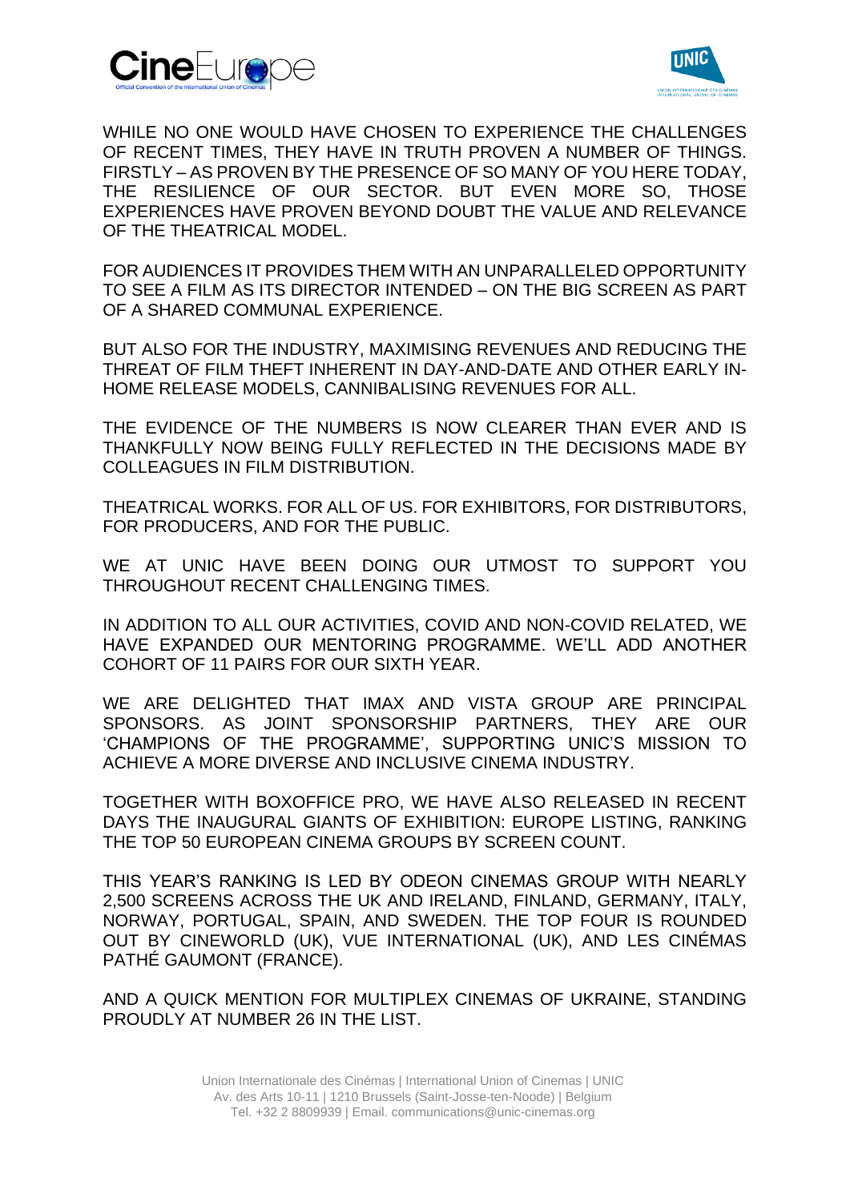WHILE NO ONE WOULD HAVE CHOSEN TO EXPERIENCE THE CHALLENGES OF RECENT TIMES, THEY HAVE IN TRUTH PROVEN A NUMBER OF THINGS. FIRSTLY – AS PROVEN BY THE PRESENCE OF SO MANY OF YOU HERE TODAY, THE RESILIENCE OF OUR SECTOR. BUT EVEN MORE SO, THOSE EXPERIENCES HAVE PROVEN BEYOND DOUBT THE VALUE AND RELEVANCE OF THE THEATRICAL MODEL.

FOR AUDIENCES IT PROVIDES THEM WITH AN UNPARALLELED OPPORTUNITY TO SEE A FILM AS ITS DIRECTOR INTENDED – ON THE BIG SCREEN AS PART OF A SHARED COMMUNAL EXPERIENCE.

BUT ALSO FOR THE INDUSTRY, MAXIMISING REVENUES AND REDUCING THE THREAT OF FILM THEFT INHERENT IN DAY-AND-DATE AND OTHER EARLY IN-HOME RELEASE MODELS, CANNIBALISING REVENUES FOR ALL.

THE EVIDENCE OF THE NUMBERS IS NOW CLEARER THAN EVER AND IS THANKFULLY NOW BEING FULLY REFLECTED IN THE DECISIONS MADE BY COLLEAGUES IN FILM DISTRIBUTION.

THEATRICAL WORKS. FOR ALL OF US. FOR EXHIBITORS, FOR DISTRIBUTORS, FOR PRODUCERS, AND FOR THE PUBLIC.

WE AT UNIC HAVE BEEN DOING OUR UTMOST TO SUPPORT YOU THROUGHOUT RECENT CHALLENGING TIMES.

IN ADDITION TO ALL OUR ACTIVITIES, COVID AND NON-COVID RELATED, WE HAVE EXPANDED OUR MENTORING PROGRAMME. WE'LL ADD ANOTHER COHORT OF 11 PAIRS FOR OUR SIXTH YEAR.

WE ARE DELIGHTED THAT IMAX AND VISTA GROUP ARE PRINCIPAL SPONSORS. AS JOINT SPONSORSHIP PARTNERS, THEY ARE OUR 'CHAMPIONS OF THE PROGRAMME', SUPPORTING UNIC'S MISSION TO ACHIEVE A MORE DIVERSE AND INCLUSIVE CINEMA INDUSTRY.

TOGETHER WITH BOXOFFICE PRO, WE HAVE ALSO RELEASED IN RECENT DAYS THE INAUGURAL GIANTS OF EXHIBITION: EUROPE LISTING, RANKING THE TOP 50 EUROPEAN CINEMA GROUPS BY SCREEN COUNT.

THIS YEAR'S RANKING IS LED BY ODEON CINEMAS GROUP WITH NEARLY 2,500 SCREENS ACROSS THE UK AND IRELAND, FINLAND, GERMANY, ITALY, NORWAY, PORTUGAL, SPAIN, AND SWEDEN. THE TOP FOUR IS ROUNDED OUT BY CINEWORLD (UK), VUE INTERNATIONAL (UK), AND LES CINÉMAS PATHÉ GAUMONT (FRANCE).

AND A QUICK MENTION FOR MULTIPLEX CINEMAS OF UKRAINE, STANDING PROUDLY AT NUMBER 26 IN THE LIST.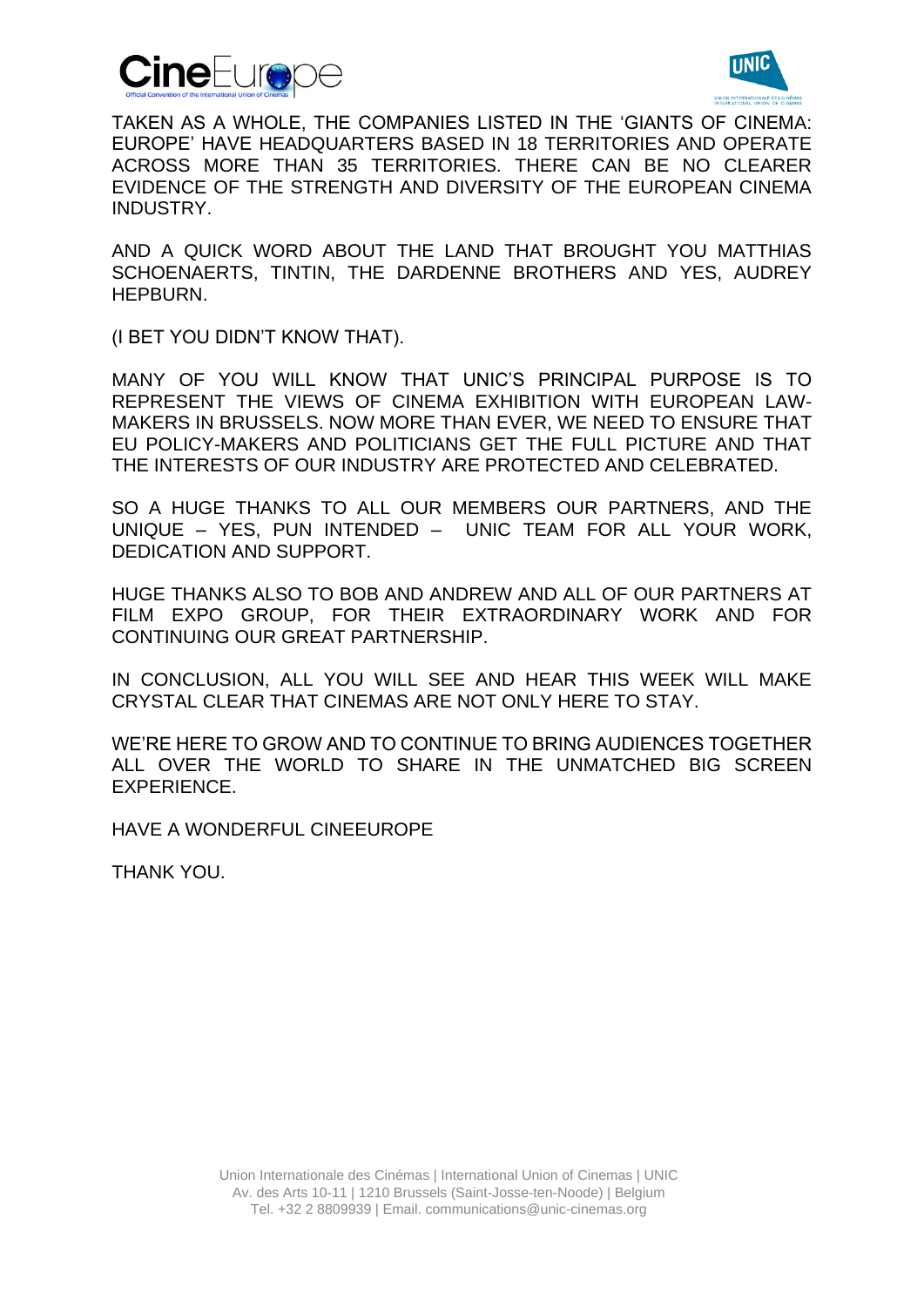TAKEN AS A WHOLE, THE COMPANIES LISTED IN THE 'GIANTS OF CINEMA: EUROPE' HAVE HEADQUARTERS BASED IN 18 TERRITORIES AND OPERATE ACROSS MORE THAN 35 TERRITORIES. THERE CAN BE NO CLEARER EVIDENCE OF THE STRENGTH AND DIVERSITY OF THE EUROPEAN CINEMA INDUSTRY.

AND A QUICK WORD ABOUT THE LAND THAT BROUGHT YOU MATTHIAS SCHOENAERTS, TINTIN, THE DARDENNE BROTHERS AND YES, AUDREY HEPBURN.

(I BET YOU DIDN'T KNOW THAT).

MANY OF YOU WILL KNOW THAT UNIC'S PRINCIPAL PURPOSE IS TO REPRESENT THE VIEWS OF CINEMA EXHIBITION WITH EUROPEAN LAW-MAKERS IN BRUSSELS. NOW MORE THAN EVER, WE NEED TO ENSURE THAT EU POLICY-MAKERS AND POLITICIANS GET THE FULL PICTURE AND THAT THE INTERESTS OF OUR INDUSTRY ARE PROTECTED AND CELEBRATED.

SO A HUGE THANKS TO ALL OUR MEMBERS OUR PARTNERS, AND THE UNIQUE – YES, PUN INTENDED – UNIC TEAM FOR ALL YOUR WORK, DEDICATION AND SUPPORT.

HUGE THANKS ALSO TO BOB AND ANDREW AND ALL OF OUR PARTNERS AT FILM EXPO GROUP, FOR THEIR EXTRAORDINARY WORK AND FOR CONTINUING OUR GREAT PARTNERSHIP.

IN CONCLUSION, ALL YOU WILL SEE AND HEAR THIS WEEK WILL MAKE CRYSTAL CLEAR THAT CINEMAS ARE NOT ONLY HERE TO STAY.

WE'RE HERE TO GROW AND TO CONTINUE TO BRING AUDIENCES TOGETHER ALL OVER THE WORLD TO SHARE IN THE UNMATCHED BIG SCREEN EXPERIENCE.

HAVE A WONDERFUL CINEEUROPE

THANK YOU.